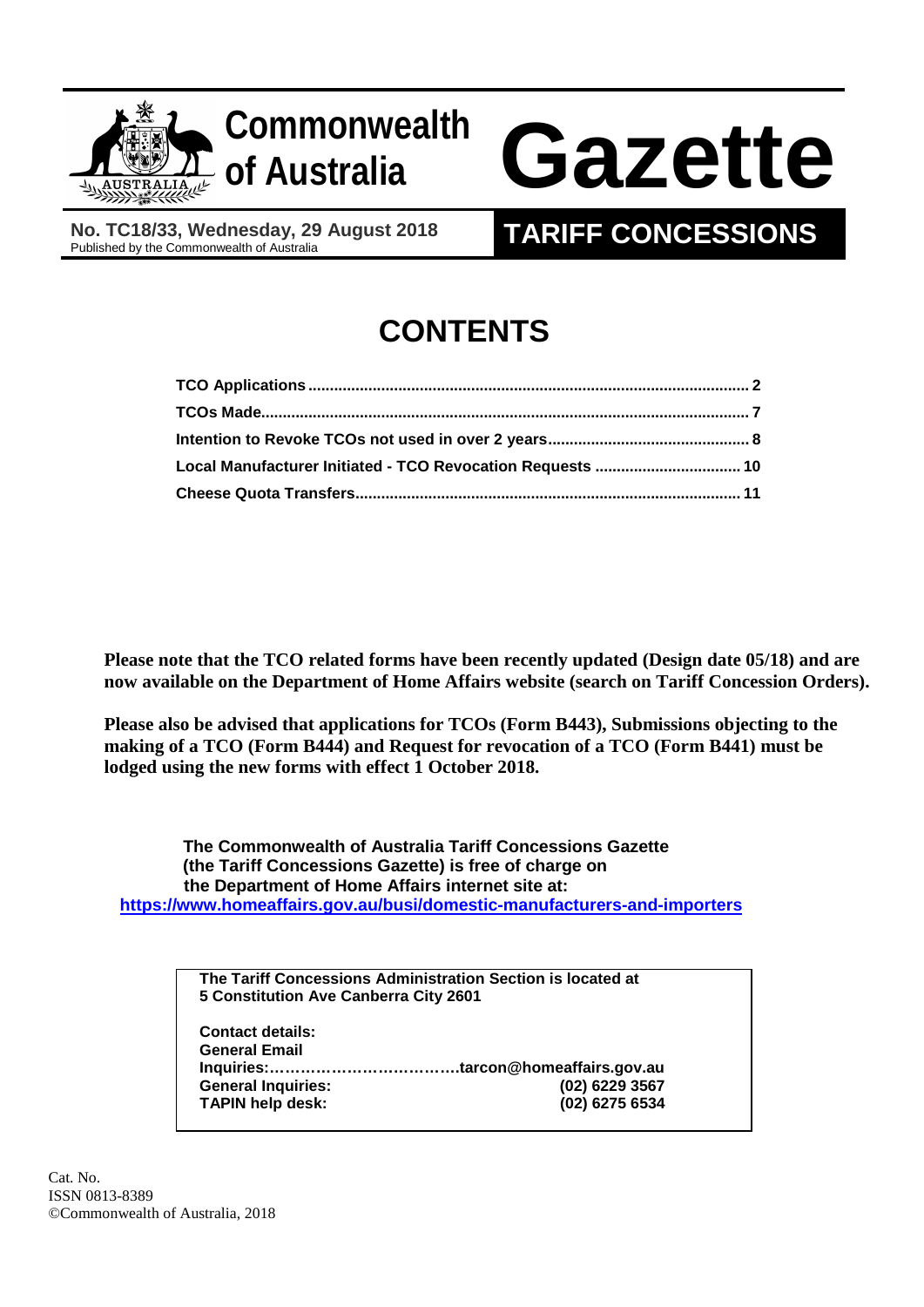# Commonwealth of Australia Gazette

**No. TC18/33, Wednesday, 29 August 2018**
Published by the Commonwealth of Australia

## TARIFF CONCESSIONS

# CONTENTS

| | |
|---|---|
| **TCO Applications** | **2** |
| **TCOs Made** | **7** |
| **Intention to Revoke TCOs not used in over 2 years** | **8** |
| **Local Manufacturer Initiated - TCO Revocation Requests** | **10** |
| **Cheese Quota Transfers** | **11** |

**Please note that the TCO related forms have been recently updated (Design date 05/18) and are now available on the Department of Home Affairs website (search on Tariff Concession Orders).**

**Please also be advised that applications for TCOs (Form B443), Submissions objecting to the making of a TCO (Form B444) and Request for revocation of a TCO (Form B441) must be lodged using the new forms with effect 1 October 2018.**

**The Commonwealth of Australia Tariff Concessions Gazette (the Tariff Concessions Gazette) is free of charge on the Department of Home Affairs internet site at:**
**https://www.homeaffairs.gov.au/busi/domestic-manufacturers-and-importers**

**The Tariff Concessions Administration Section is located at 5 Constitution Ave Canberra City 2601**

**Contact details:**
**General Email Inquiries:……………………………….tarcon@homeaffairs.gov.au**
**General Inquiries: (02) 6229 3567**
**TAPIN help desk: (02) 6275 6534**

Cat. No.
ISSN 0813-8389
©Commonwealth of Australia, 2018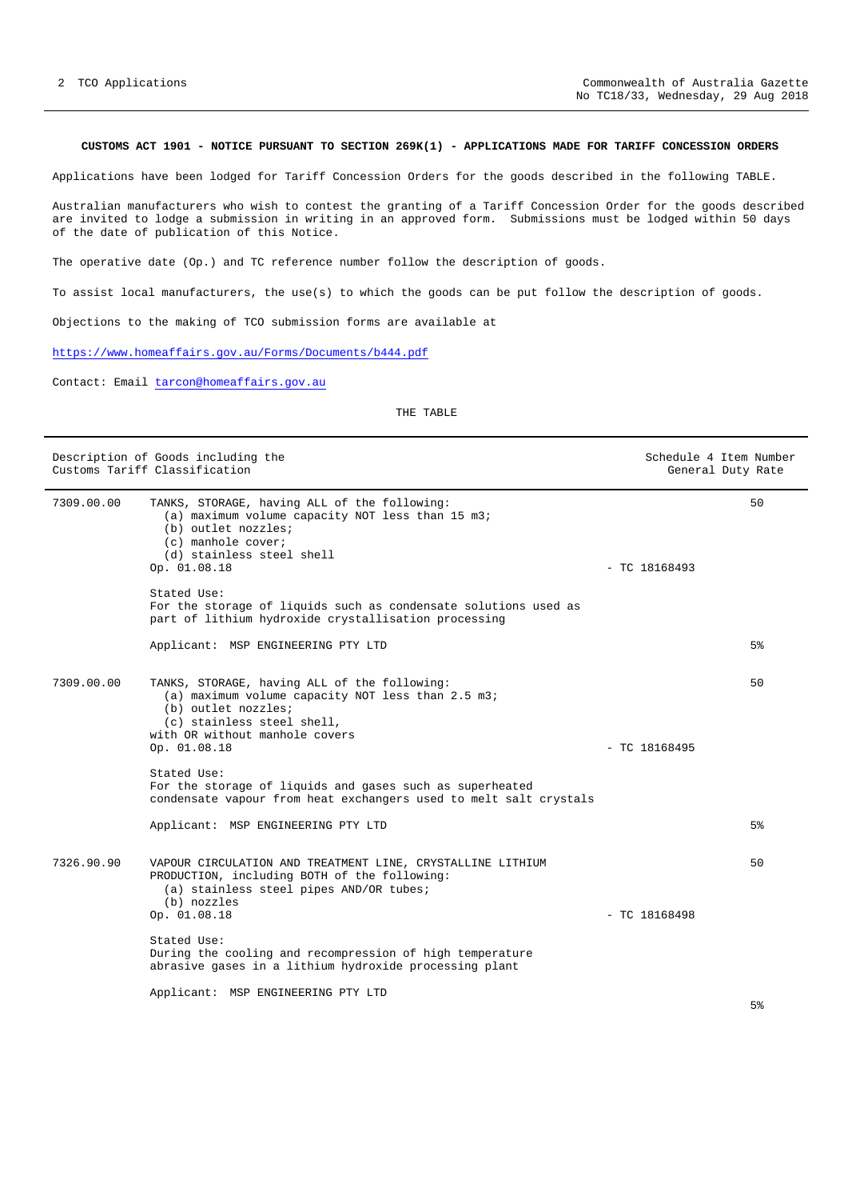**CUSTOMS ACT 1901 - NOTICE PURSUANT TO SECTION 269K(1) - APPLICATIONS MADE FOR TARIFF CONCESSION ORDERS**

Applications have been lodged for Tariff Concession Orders for the goods described in the following TABLE.

Australian manufacturers who wish to contest the granting of a Tariff Concession Order for the goods described are invited to lodge a submission in writing in an approved form. Submissions must be lodged within 50 days of the date of publication of this Notice.

The operative date (Op.) and TC reference number follow the description of goods.

To assist local manufacturers, the use(s) to which the goods can be put follow the description of goods.

Objections to the making of TCO submission forms are available at

https://www.homeaffairs.gov.au/Forms/Documents/b444.pdf

Contact: Email tarcon@homeaffairs.gov.au

THE TABLE

| Description of Goods including the Customs Tariff Classification | | | Schedule 4 Item Number General Duty Rate |
|---|---|---|---|
| 7309.00.00 | TANKS, STORAGE, having ALL of the following:<br>(a) maximum volume capacity NOT less than 15 m3;<br>(b) outlet nozzles;<br>(c) manhole cover;<br>(d) stainless steel shell<br>Op. 01.08.18<br><br>Stated Use:<br>For the storage of liquids such as condensate solutions used as part of lithium hydroxide crystallisation processing<br><br>Applicant: MSP ENGINEERING PTY LTD | - TC 18168493 | 50<br><br>5% |
| 7309.00.00 | TANKS, STORAGE, having ALL of the following:<br>(a) maximum volume capacity NOT less than 2.5 m3;<br>(b) outlet nozzles;<br>(c) stainless steel shell,<br>with OR without manhole covers<br>Op. 01.08.18<br><br>Stated Use:<br>For the storage of liquids and gases such as superheated condensate vapour from heat exchangers used to melt salt crystals<br><br>Applicant: MSP ENGINEERING PTY LTD | - TC 18168495 | 50<br><br>5% |
| 7326.90.90 | VAPOUR CIRCULATION AND TREATMENT LINE, CRYSTALLINE LITHIUM PRODUCTION, including BOTH of the following:<br>(a) stainless steel pipes AND/OR tubes;<br>(b) nozzles<br>Op. 01.08.18<br><br>Stated Use:<br>During the cooling and recompression of high temperature abrasive gases in a lithium hydroxide processing plant<br><br>Applicant: MSP ENGINEERING PTY LTD | - TC 18168498 | 50<br><br>5% |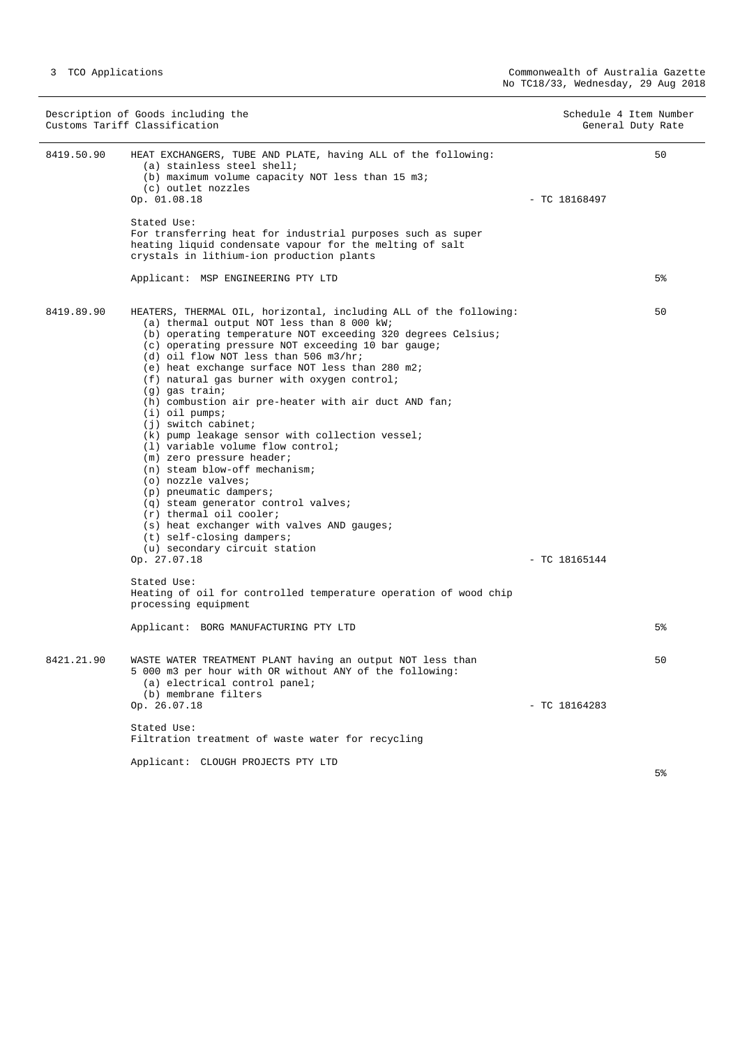| Description of Goods including the Customs Tariff Classification | | Schedule 4 Item Number General Duty Rate |
|---|---|---|
| 8419.50.90 | HEAT EXCHANGERS, TUBE AND PLATE, having ALL of the following:<br>(a) stainless steel shell;<br>(b) maximum volume capacity NOT less than 15 m3;<br>(c) outlet nozzles<br>Op. 01.08.18 - TC 18168497<br><br>Stated Use:<br>For transferring heat for industrial purposes such as super heating liquid condensate vapour for the melting of salt crystals in lithium-ion production plants<br><br>Applicant: MSP ENGINEERING PTY LTD | 50<br><br>5% |
| 8419.89.90 | HEATERS, THERMAL OIL, horizontal, including ALL of the following:<br>(a) thermal output NOT less than 8 000 kW;<br>(b) operating temperature NOT exceeding 320 degrees Celsius;<br>(c) operating pressure NOT exceeding 10 bar gauge;<br>(d) oil flow NOT less than 506 m3/hr;<br>(e) heat exchange surface NOT less than 280 m2;<br>(f) natural gas burner with oxygen control;<br>(g) gas train;<br>(h) combustion air pre-heater with air duct AND fan;<br>(i) oil pumps;<br>(j) switch cabinet;<br>(k) pump leakage sensor with collection vessel;<br>(l) variable volume flow control;<br>(m) zero pressure header;<br>(n) steam blow-off mechanism;<br>(o) nozzle valves;<br>(p) pneumatic dampers;<br>(q) steam generator control valves;<br>(r) thermal oil cooler;<br>(s) heat exchanger with valves AND gauges;<br>(t) self-closing dampers;<br>(u) secondary circuit station<br>Op. 27.07.18 - TC 18165144<br><br>Stated Use:<br>Heating of oil for controlled temperature operation of wood chip processing equipment<br><br>Applicant: BORG MANUFACTURING PTY LTD | 50<br><br>5% |
| 8421.21.90 | WASTE WATER TREATMENT PLANT having an output NOT less than 5 000 m3 per hour with OR without ANY of the following:<br>(a) electrical control panel;<br>(b) membrane filters<br>Op. 26.07.18 - TC 18164283<br><br>Stated Use:<br>Filtration treatment of waste water for recycling<br><br>Applicant: CLOUGH PROJECTS PTY LTD | 50<br><br>5% |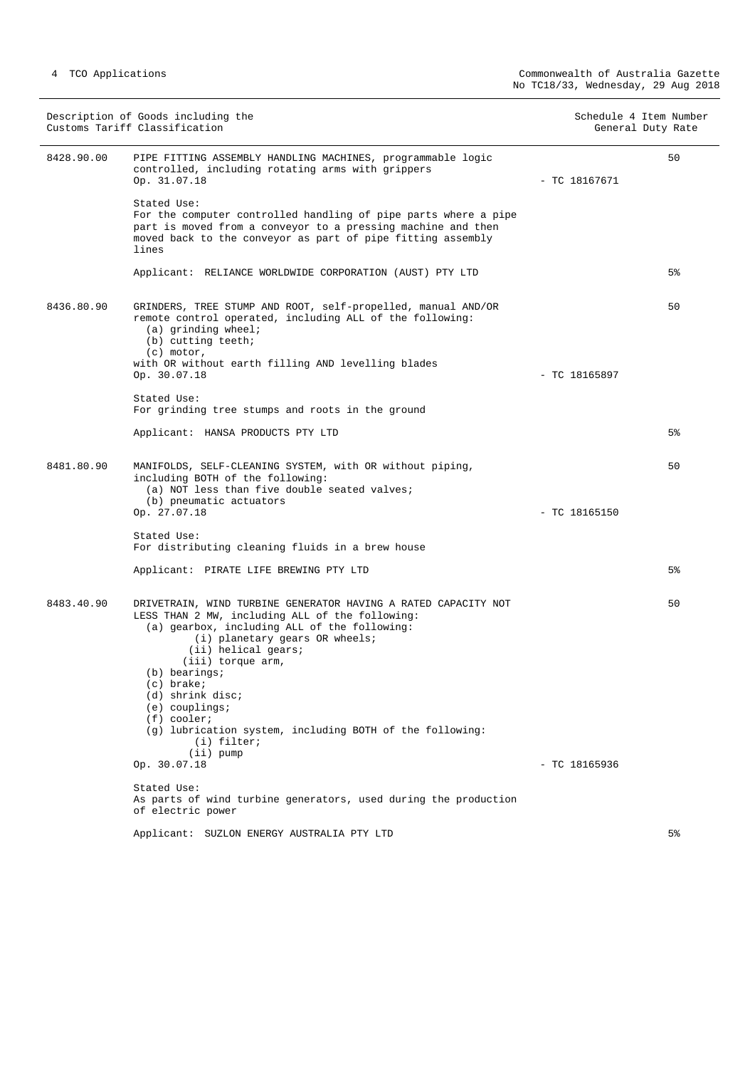| Description of Goods including the Customs Tariff Classification | | Schedule 4 Item Number | General Duty Rate |
|---|---|---|---|
| 8428.90.00 | PIPE FITTING ASSEMBLY HANDLING MACHINES, programmable logic controlled, including rotating arms with grippers<br>Op. 31.07.18<br><br>Stated Use:<br>For the computer controlled handling of pipe parts where a pipe part is moved from a conveyor to a pressing machine and then moved back to the conveyor as part of pipe fitting assembly lines<br><br>Applicant: RELIANCE WORLDWIDE CORPORATION (AUST) PTY LTD | - TC 18167671 | 50<br><br>5% |
| 8436.80.90 | GRINDERS, TREE STUMP AND ROOT, self-propelled, manual AND/OR remote control operated, including ALL of the following:<br>(a) grinding wheel;<br>(b) cutting teeth;<br>(c) motor,<br>with OR without earth filling AND levelling blades<br>Op. 30.07.18<br><br>Stated Use:<br>For grinding tree stumps and roots in the ground<br><br>Applicant: HANSA PRODUCTS PTY LTD | - TC 18165897 | 50<br><br>5% |
| 8481.80.90 | MANIFOLDS, SELF-CLEANING SYSTEM, with OR without piping, including BOTH of the following:<br>(a) NOT less than five double seated valves;<br>(b) pneumatic actuators<br>Op. 27.07.18<br><br>Stated Use:<br>For distributing cleaning fluids in a brew house<br><br>Applicant: PIRATE LIFE BREWING PTY LTD | - TC 18165150 | 50<br><br>5% |
| 8483.40.90 | DRIVETRAIN, WIND TURBINE GENERATOR HAVING A RATED CAPACITY NOT LESS THAN 2 MW, including ALL of the following:<br>(a) gearbox, including ALL of the following:<br>(i) planetary gears OR wheels;<br>(ii) helical gears;<br>(iii) torque arm,<br>(b) bearings;<br>(c) brake;<br>(d) shrink disc;<br>(e) couplings;<br>(f) cooler;<br>(g) lubrication system, including BOTH of the following:<br>(i) filter;<br>(ii) pump<br>Op. 30.07.18<br><br>Stated Use:<br>As parts of wind turbine generators, used during the production of electric power<br><br>Applicant: SUZLON ENERGY AUSTRALIA PTY LTD | - TC 18165936 | 50<br><br>5% |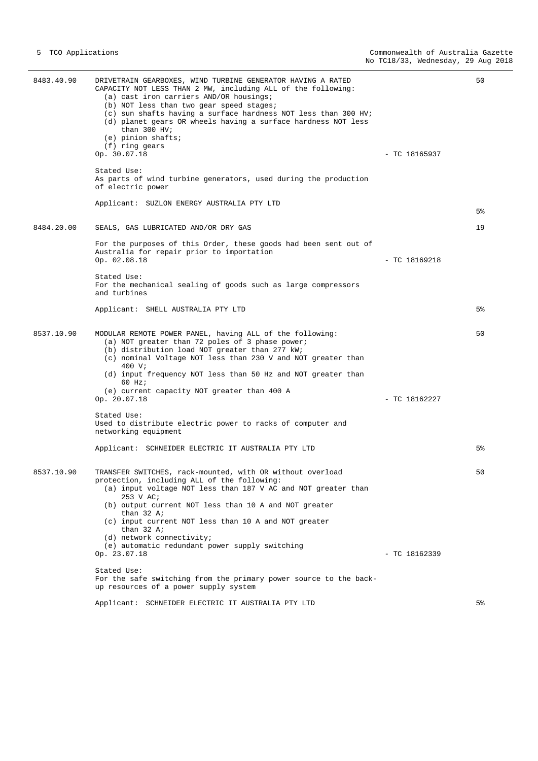| | | | |
|---|---|---|---|
| 8483.40.90 | DRIVETRAIN GEARBOXES, WIND TURBINE GENERATOR HAVING A RATED CAPACITY NOT LESS THAN 2 MW, including ALL of the following:<br>(a) cast iron carriers AND/OR housings;<br>(b) NOT less than two gear speed stages;<br>(c) sun shafts having a surface hardness NOT less than 300 HV;<br>(d) planet gears OR wheels having a surface hardness NOT less than 300 HV;<br>(e) pinion shafts;<br>(f) ring gears<br>Op. 30.07.18 | - TC 18165937 | 50 |
| | Stated Use:<br>As parts of wind turbine generators, used during the production of electric power | | |
| | Applicant: SUZLON ENERGY AUSTRALIA PTY LTD | | 5% |
| 8484.20.00 | SEALS, GAS LUBRICATED AND/OR DRY GAS | | 19 |
| | For the purposes of this Order, these goods had been sent out of Australia for repair prior to importation<br>Op. 02.08.18 | - TC 18169218 | |
| | Stated Use:<br>For the mechanical sealing of goods such as large compressors and turbines | | |
| | Applicant: SHELL AUSTRALIA PTY LTD | | 5% |
| 8537.10.90 | MODULAR REMOTE POWER PANEL, having ALL of the following:<br>(a) NOT greater than 72 poles of 3 phase power;<br>(b) distribution load NOT greater than 277 kW;<br>(c) nominal Voltage NOT less than 230 V and NOT greater than 400 V;<br>(d) input frequency NOT less than 50 Hz and NOT greater than 60 Hz;<br>(e) current capacity NOT greater than 400 A<br>Op. 20.07.18 | - TC 18162227 | 50 |
| | Stated Use:<br>Used to distribute electric power to racks of computer and networking equipment | | |
| | Applicant: SCHNEIDER ELECTRIC IT AUSTRALIA PTY LTD | | 5% |
| 8537.10.90 | TRANSFER SWITCHES, rack-mounted, with OR without overload protection, including ALL of the following:<br>(a) input voltage NOT less than 187 V AC and NOT greater than 253 V AC;<br>(b) output current NOT less than 10 A and NOT greater than 32 A;<br>(c) input current NOT less than 10 A and NOT greater than 32 A;<br>(d) network connectivity;<br>(e) automatic redundant power supply switching<br>Op. 23.07.18 | - TC 18162339 | 50 |
| | Stated Use:<br>For the safe switching from the primary power source to the back-up resources of a power supply system | | |
| | Applicant: SCHNEIDER ELECTRIC IT AUSTRALIA PTY LTD | | 5% |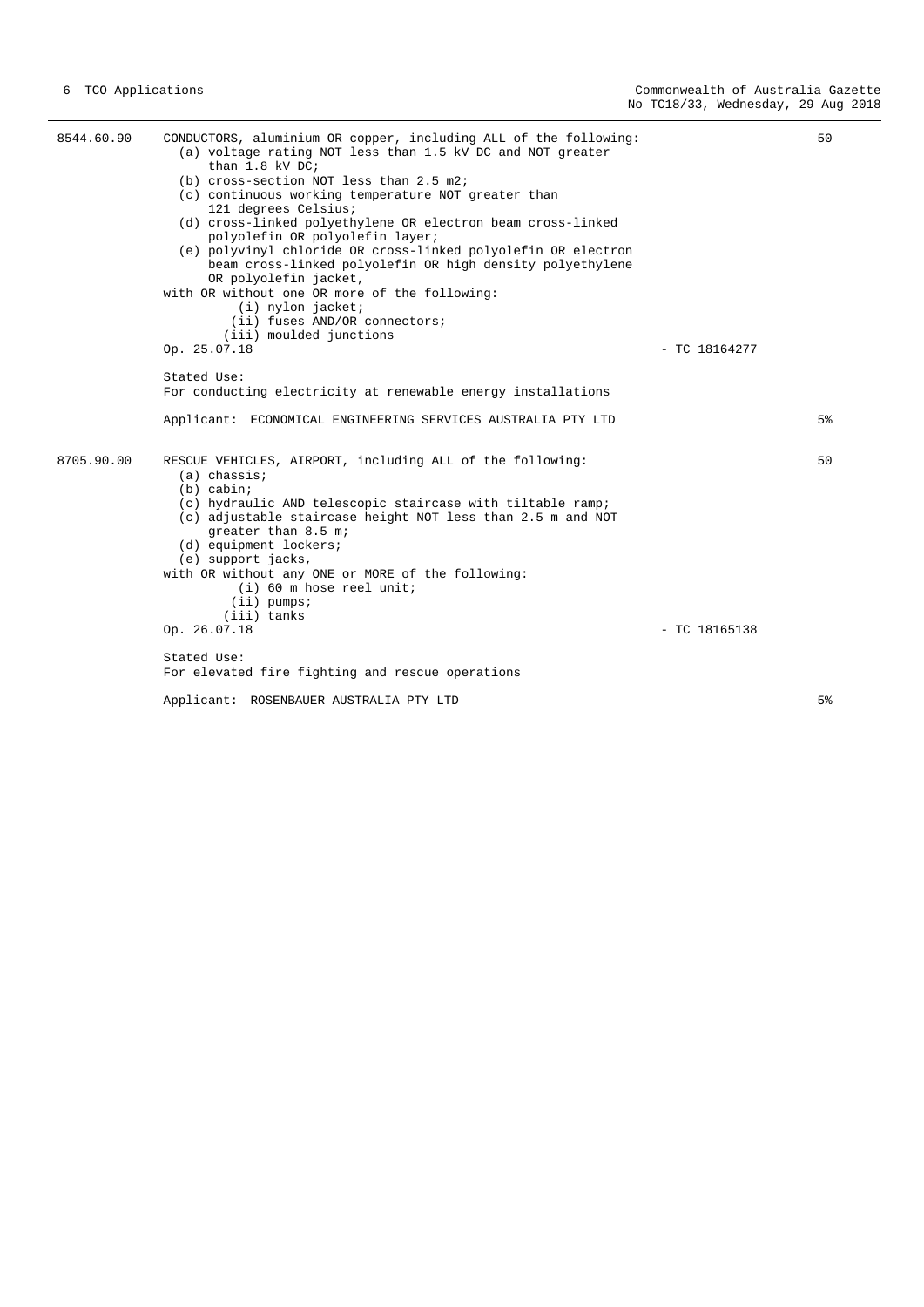8544.60.90 CONDUCTORS, aluminium OR copper, including ALL of the following: 50

(a) voltage rating NOT less than 1.5 kV DC and NOT greater than 1.8 kV DC;
(b) cross-section NOT less than 2.5 m2;
(c) continuous working temperature NOT greater than 121 degrees Celsius;
(d) cross-linked polyethylene OR electron beam cross-linked polyolefin OR polyolefin layer;
(e) polyvinyl chloride OR cross-linked polyolefin OR electron beam cross-linked polyolefin OR high density polyethylene OR polyolefin jacket,

with OR without one OR more of the following:

(i) nylon jacket;
(ii) fuses AND/OR connectors;
(iii) moulded junctions

Op. 25.07.18 - TC 18164277

Stated Use:
For conducting electricity at renewable energy installations

Applicant: ECONOMICAL ENGINEERING SERVICES AUSTRALIA PTY LTD 5%

8705.90.00 RESCUE VEHICLES, AIRPORT, including ALL of the following: 50

(a) chassis;
(b) cabin;
(c) hydraulic AND telescopic staircase with tiltable ramp;
(c) adjustable staircase height NOT less than 2.5 m and NOT greater than 8.5 m;
(d) equipment lockers;
(e) support jacks,

with OR without any ONE or MORE of the following:

(i) 60 m hose reel unit;
(ii) pumps;
(iii) tanks

Op. 26.07.18 - TC 18165138

Stated Use:
For elevated fire fighting and rescue operations

Applicant: ROSENBAUER AUSTRALIA PTY LTD 5%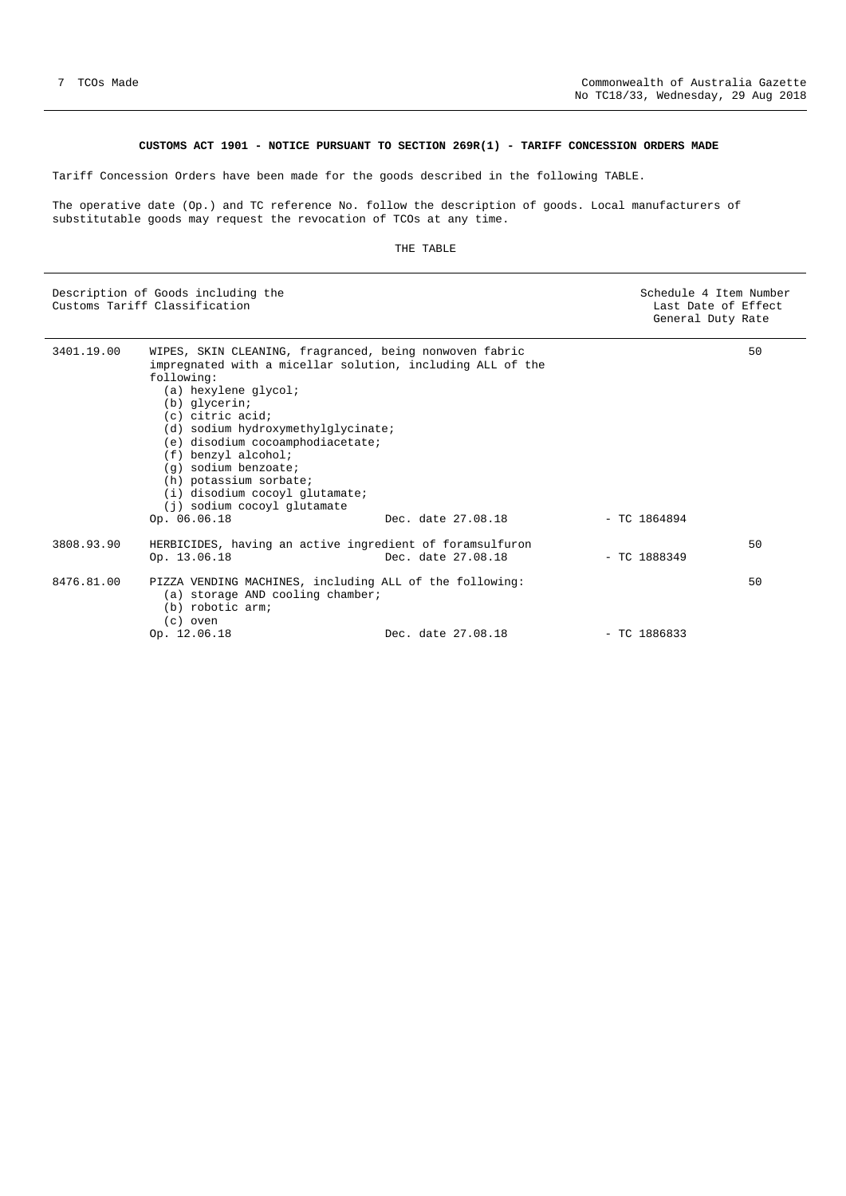**CUSTOMS ACT 1901 - NOTICE PURSUANT TO SECTION 269R(1) - TARIFF CONCESSION ORDERS MADE**

Tariff Concession Orders have been made for the goods described in the following TABLE.

The operative date (Op.) and TC reference No. follow the description of goods. Local manufacturers of substitutable goods may request the revocation of TCOs at any time.

THE TABLE

| Description of Goods including the Customs Tariff Classification | | | | Schedule 4 Item Number Last Date of Effect General Duty Rate |
|---|---|---|---|---|
| 3401.19.00 | WIPES, SKIN CLEANING, fragranced, being nonwoven fabric impregnated with a micellar solution, including ALL of the following:<br>(a) hexylene glycol;<br>(b) glycerin;<br>(c) citric acid;<br>(d) sodium hydroxymethylglycinate;<br>(e) disodium cocoamphodiacetate;<br>(f) benzyl alcohol;<br>(g) sodium benzoate;<br>(h) potassium sorbate;<br>(i) disodium cocoyl glutamate;<br>(j) sodium cocoyl glutamate<br>Op. 06.06.18 | Dec. date 27.08.18 | - TC 1864894 | 50 |
| 3808.93.90 | HERBICIDES, having an active ingredient of foramsulfuron<br>Op. 13.06.18 | Dec. date 27.08.18 | - TC 1888349 | 50 |
| 8476.81.00 | PIZZA VENDING MACHINES, including ALL of the following:<br>(a) storage AND cooling chamber;<br>(b) robotic arm;<br>(c) oven<br>Op. 12.06.18 | Dec. date 27.08.18 | - TC 1886833 | 50 |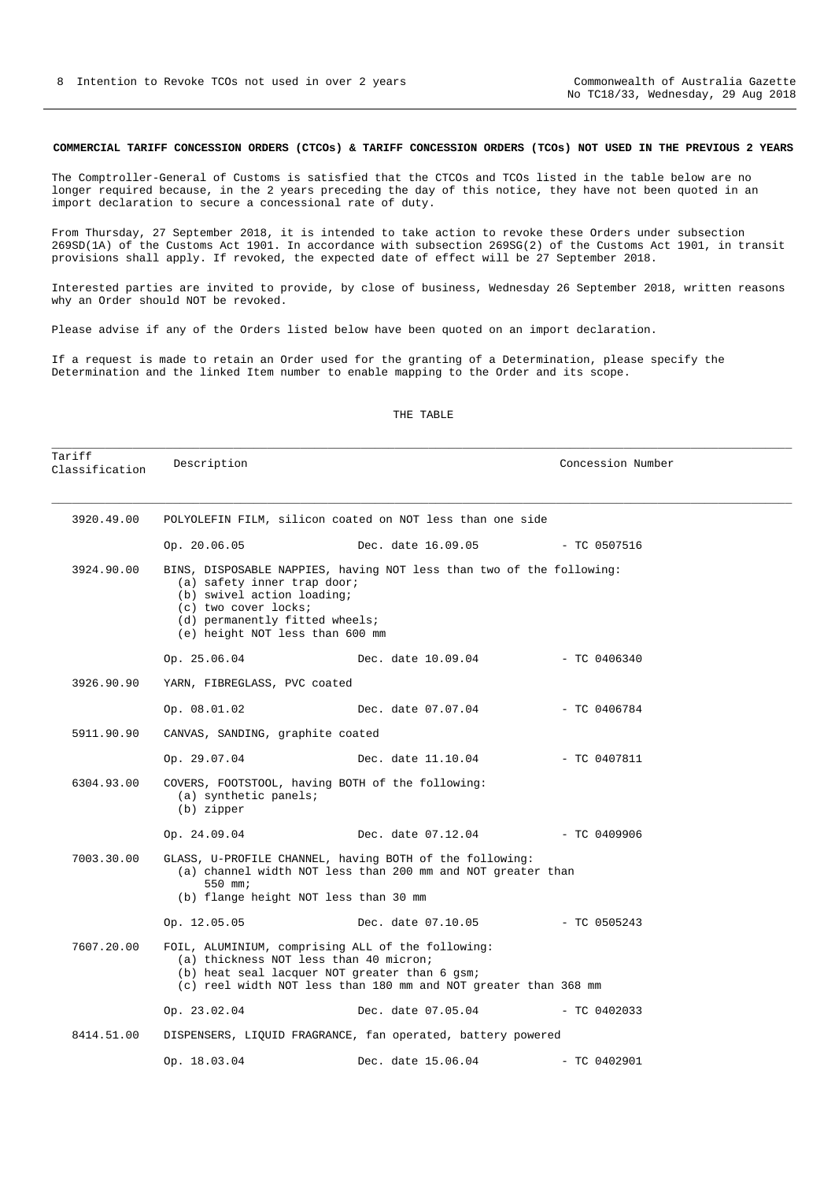**COMMERCIAL TARIFF CONCESSION ORDERS (CTCOs) & TARIFF CONCESSION ORDERS (TCOs) NOT USED IN THE PREVIOUS 2 YEARS**

The Comptroller-General of Customs is satisfied that the CTCOs and TCOs listed in the table below are no longer required because, in the 2 years preceding the day of this notice, they have not been quoted in an import declaration to secure a concessional rate of duty.

From Thursday, 27 September 2018, it is intended to take action to revoke these Orders under subsection 269SD(1A) of the Customs Act 1901. In accordance with subsection 269SG(2) of the Customs Act 1901, in transit provisions shall apply. If revoked, the expected date of effect will be 27 September 2018.

Interested parties are invited to provide, by close of business, Wednesday 26 September 2018, written reasons why an Order should NOT be revoked.

Please advise if any of the Orders listed below have been quoted on an import declaration.

If a request is made to retain an Order used for the granting of a Determination, please specify the Determination and the linked Item number to enable mapping to the Order and its scope.

THE TABLE

| Tariff Classification | Description | | Concession Number |
|---|---|---|---|
| 3920.49.00 | POLYOLEFIN FILM, silicon coated on NOT less than one side | | |
| | Op. 20.06.05 | Dec. date 16.09.05 | - TC 0507516 |
| 3924.90.00 | BINS, DISPOSABLE NAPPIES, having NOT less than two of the following:<br>(a) safety inner trap door;<br>(b) swivel action loading;<br>(c) two cover locks;<br>(d) permanently fitted wheels;<br>(e) height NOT less than 600 mm | | |
| | Op. 25.06.04 | Dec. date 10.09.04 | - TC 0406340 |
| 3926.90.90 | YARN, FIBREGLASS, PVC coated | | |
| | Op. 08.01.02 | Dec. date 07.07.04 | - TC 0406784 |
| 5911.90.90 | CANVAS, SANDING, graphite coated | | |
| | Op. 29.07.04 | Dec. date 11.10.04 | - TC 0407811 |
| 6304.93.00 | COVERS, FOOTSTOOL, having BOTH of the following:<br>(a) synthetic panels;<br>(b) zipper | | |
| | Op. 24.09.04 | Dec. date 07.12.04 | - TC 0409906 |
| 7003.30.00 | GLASS, U-PROFILE CHANNEL, having BOTH of the following:<br>(a) channel width NOT less than 200 mm and NOT greater than 550 mm;<br>(b) flange height NOT less than 30 mm | | |
| | Op. 12.05.05 | Dec. date 07.10.05 | - TC 0505243 |
| 7607.20.00 | FOIL, ALUMINIUM, comprising ALL of the following:<br>(a) thickness NOT less than 40 micron;<br>(b) heat seal lacquer NOT greater than 6 gsm;<br>(c) reel width NOT less than 180 mm and NOT greater than 368 mm | | |
| | Op. 23.02.04 | Dec. date 07.05.04 | - TC 0402033 |
| 8414.51.00 | DISPENSERS, LIQUID FRAGRANCE, fan operated, battery powered | | |
| | Op. 18.03.04 | Dec. date 15.06.04 | - TC 0402901 |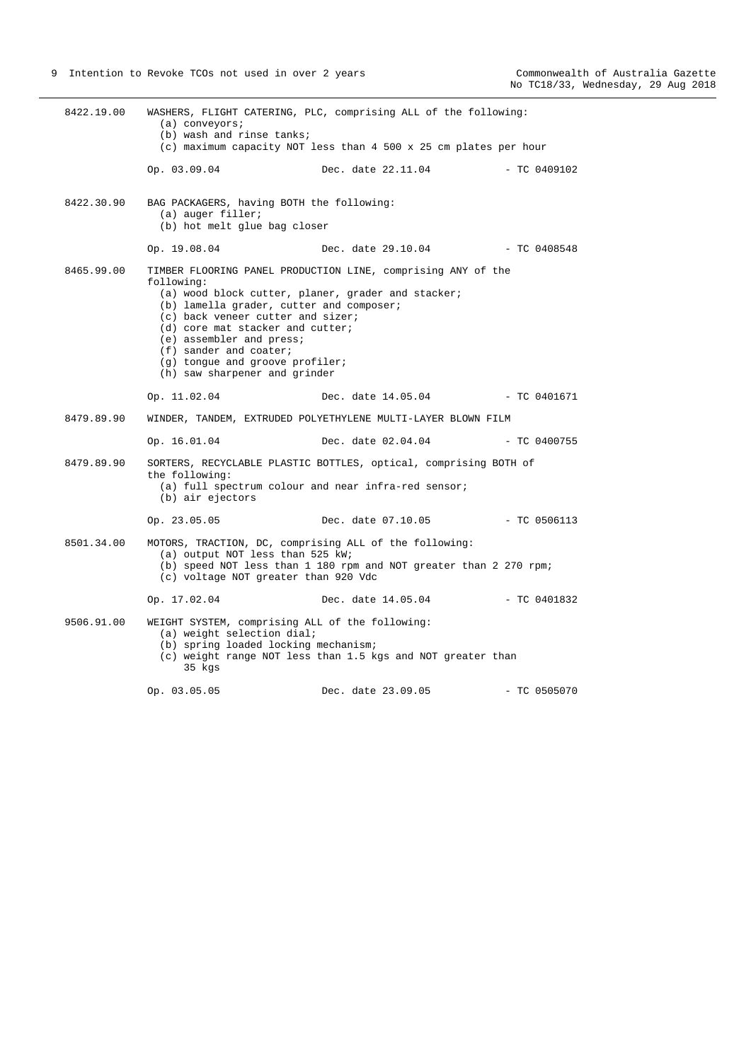8422.19.00 WASHERS, FLIGHT CATERING, PLC, comprising ALL of the following:
- (a) conveyors;
- (b) wash and rinse tanks;
- (c) maximum capacity NOT less than 4 500 x 25 cm plates per hour

Op. 03.09.04 Dec. date 22.11.04 - TC 0409102

8422.30.90 BAG PACKAGERS, having BOTH the following:
- (a) auger filler;
- (b) hot melt glue bag closer

Op. 19.08.04 Dec. date 29.10.04 - TC 0408548

8465.99.00 TIMBER FLOORING PANEL PRODUCTION LINE, comprising ANY of the following:
- (a) wood block cutter, planer, grader and stacker;
- (b) lamella grader, cutter and composer;
- (c) back veneer cutter and sizer;
- (d) core mat stacker and cutter;
- (e) assembler and press;
- (f) sander and coater;
- (g) tongue and groove profiler;
- (h) saw sharpener and grinder

Op. 11.02.04 Dec. date 14.05.04 - TC 0401671

8479.89.90 WINDER, TANDEM, EXTRUDED POLYETHYLENE MULTI-LAYER BLOWN FILM

Op. 16.01.04 Dec. date 02.04.04 - TC 0400755

8479.89.90 SORTERS, RECYCLABLE PLASTIC BOTTLES, optical, comprising BOTH of the following:
- (a) full spectrum colour and near infra-red sensor;
- (b) air ejectors

Op. 23.05.05 Dec. date 07.10.05 - TC 0506113

8501.34.00 MOTORS, TRACTION, DC, comprising ALL of the following:
- (a) output NOT less than 525 kW;
- (b) speed NOT less than 1 180 rpm and NOT greater than 2 270 rpm;
- (c) voltage NOT greater than 920 Vdc

Op. 17.02.04 Dec. date 14.05.04 - TC 0401832

9506.91.00 WEIGHT SYSTEM, comprising ALL of the following:
- (a) weight selection dial;
- (b) spring loaded locking mechanism;
- (c) weight range NOT less than 1.5 kgs and NOT greater than 35 kgs

Op. 03.05.05 Dec. date 23.09.05 - TC 0505070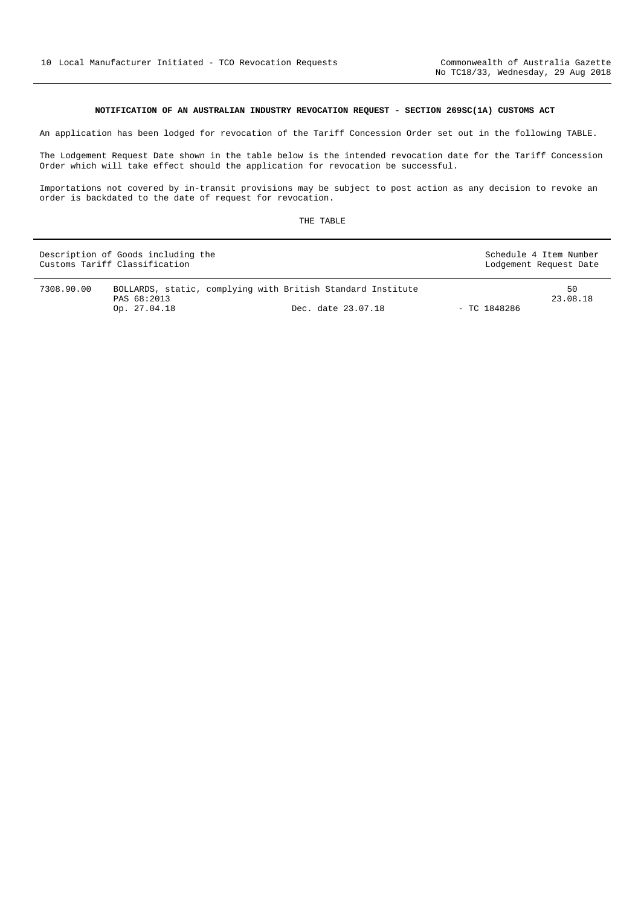### NOTIFICATION OF AN AUSTRALIAN INDUSTRY REVOCATION REQUEST - SECTION 269SC(1A) CUSTOMS ACT

An application has been lodged for revocation of the Tariff Concession Order set out in the following TABLE.

The Lodgement Request Date shown in the table below is the intended revocation date for the Tariff Concession Order which will take effect should the application for revocation be successful.

Importations not covered by in-transit provisions may be subject to post action as any decision to revoke an order is backdated to the date of request for revocation.

THE TABLE

| Description of Goods including the Customs Tariff Classification | | Schedule 4 Item Number Lodgement Request Date |
|---|---|---|
| 7308.90.00 | BOLLARDS, static, complying with British Standard Institute PAS 68:2013<br>Op. 27.04.18 Dec. date 23.07.18 - TC 1848286 | 50<br>23.08.18 |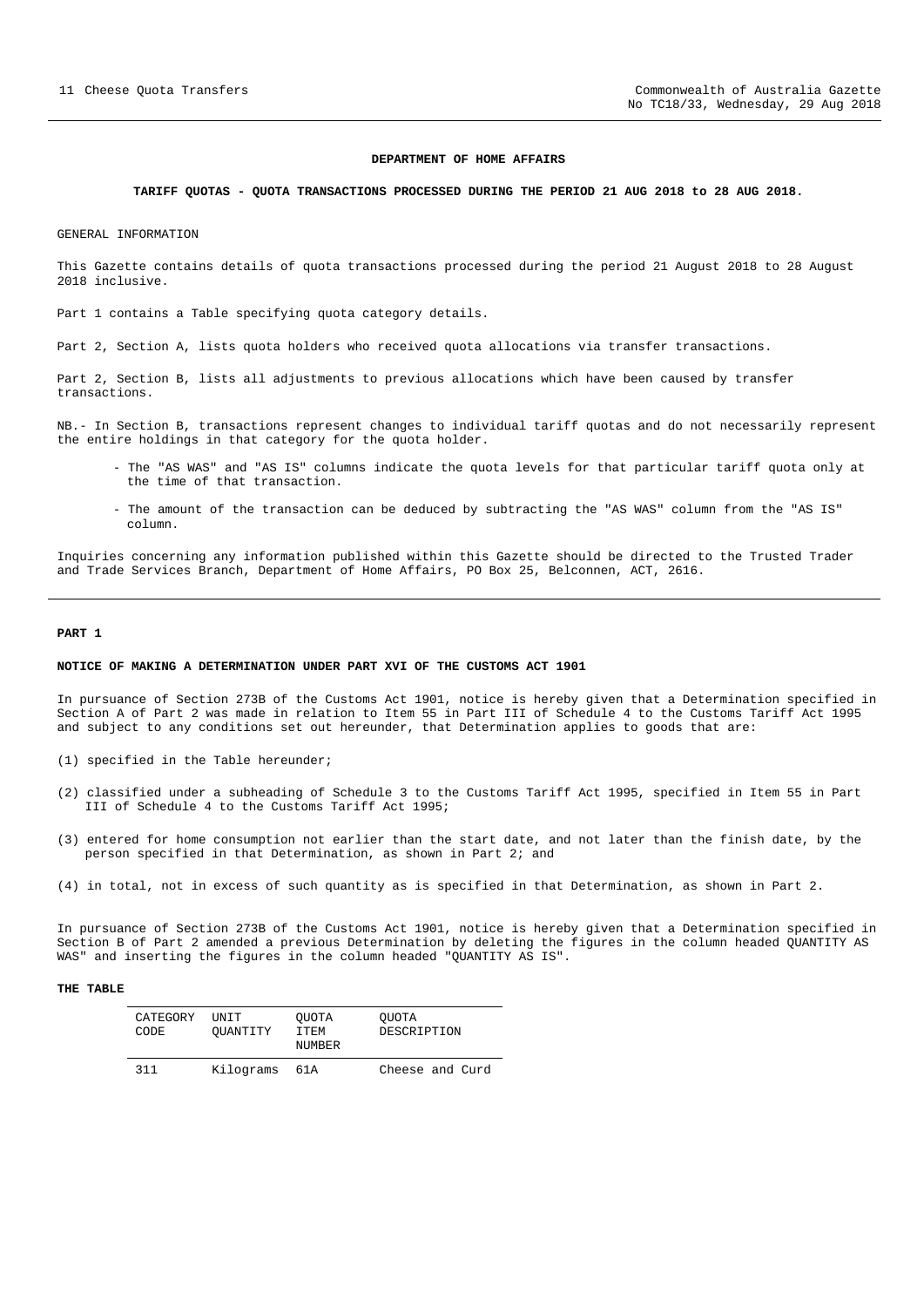**DEPARTMENT OF HOME AFFAIRS**

**TARIFF QUOTAS - QUOTA TRANSACTIONS PROCESSED DURING THE PERIOD 21 AUG 2018 to 28 AUG 2018.**

GENERAL INFORMATION

This Gazette contains details of quota transactions processed during the period 21 August 2018 to 28 August 2018 inclusive.

Part 1 contains a Table specifying quota category details.

Part 2, Section A, lists quota holders who received quota allocations via transfer transactions.

Part 2, Section B, lists all adjustments to previous allocations which have been caused by transfer transactions.

NB.- In Section B, transactions represent changes to individual tariff quotas and do not necessarily represent the entire holdings in that category for the quota holder.

- The "AS WAS" and "AS IS" columns indicate the quota levels for that particular tariff quota only at the time of that transaction.
- The amount of the transaction can be deduced by subtracting the "AS WAS" column from the "AS IS" column.

Inquiries concerning any information published within this Gazette should be directed to the Trusted Trader and Trade Services Branch, Department of Home Affairs, PO Box 25, Belconnen, ACT, 2616.

**PART 1**

**NOTICE OF MAKING A DETERMINATION UNDER PART XVI OF THE CUSTOMS ACT 1901**

In pursuance of Section 273B of the Customs Act 1901, notice is hereby given that a Determination specified in Section A of Part 2 was made in relation to Item 55 in Part III of Schedule 4 to the Customs Tariff Act 1995 and subject to any conditions set out hereunder, that Determination applies to goods that are:

(1) specified in the Table hereunder;

(2) classified under a subheading of Schedule 3 to the Customs Tariff Act 1995, specified in Item 55 in Part III of Schedule 4 to the Customs Tariff Act 1995;

(3) entered for home consumption not earlier than the start date, and not later than the finish date, by the person specified in that Determination, as shown in Part 2; and

(4) in total, not in excess of such quantity as is specified in that Determination, as shown in Part 2.

In pursuance of Section 273B of the Customs Act 1901, notice is hereby given that a Determination specified in Section B of Part 2 amended a previous Determination by deleting the figures in the column headed QUANTITY AS WAS" and inserting the figures in the column headed "QUANTITY AS IS".

**THE TABLE**

| CATEGORY CODE | UNIT QUANTITY | QUOTA ITEM NUMBER | QUOTA DESCRIPTION |
|---|---|---|---|
| 311 | Kilograms | 61A | Cheese and Curd |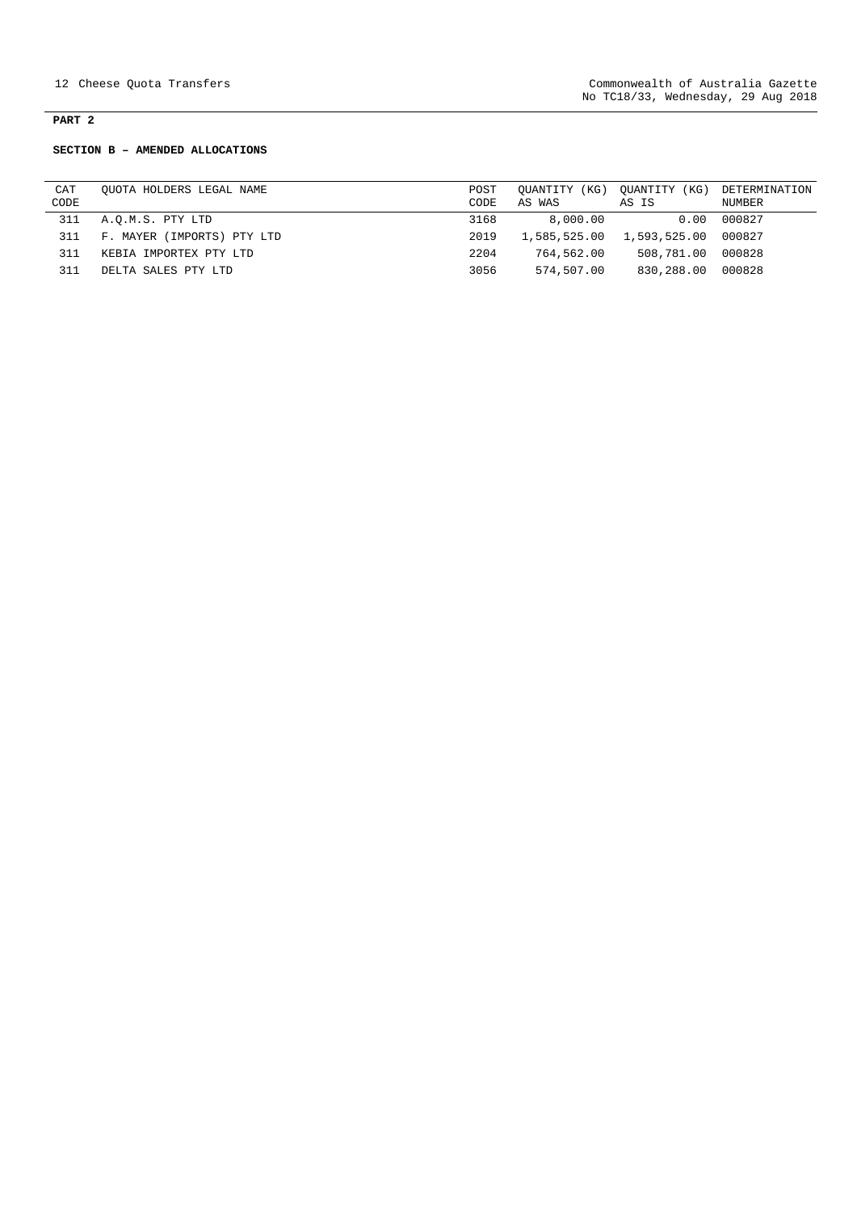**PART 2**

**SECTION B – AMENDED ALLOCATIONS**

| CAT CODE | QUOTA HOLDERS LEGAL NAME | POST CODE | QUANTITY (KG) AS WAS | QUANTITY (KG) AS IS | DETERMINATION NUMBER |
|---|---|---|---|---|---|
| 311 | A.Q.M.S. PTY LTD | 3168 | 8,000.00 | 0.00 | 000827 |
| 311 | F. MAYER (IMPORTS) PTY LTD | 2019 | 1,585,525.00 | 1,593,525.00 | 000827 |
| 311 | KEBIA IMPORTEX PTY LTD | 2204 | 764,562.00 | 508,781.00 | 000828 |
| 311 | DELTA SALES PTY LTD | 3056 | 574,507.00 | 830,288.00 | 000828 |